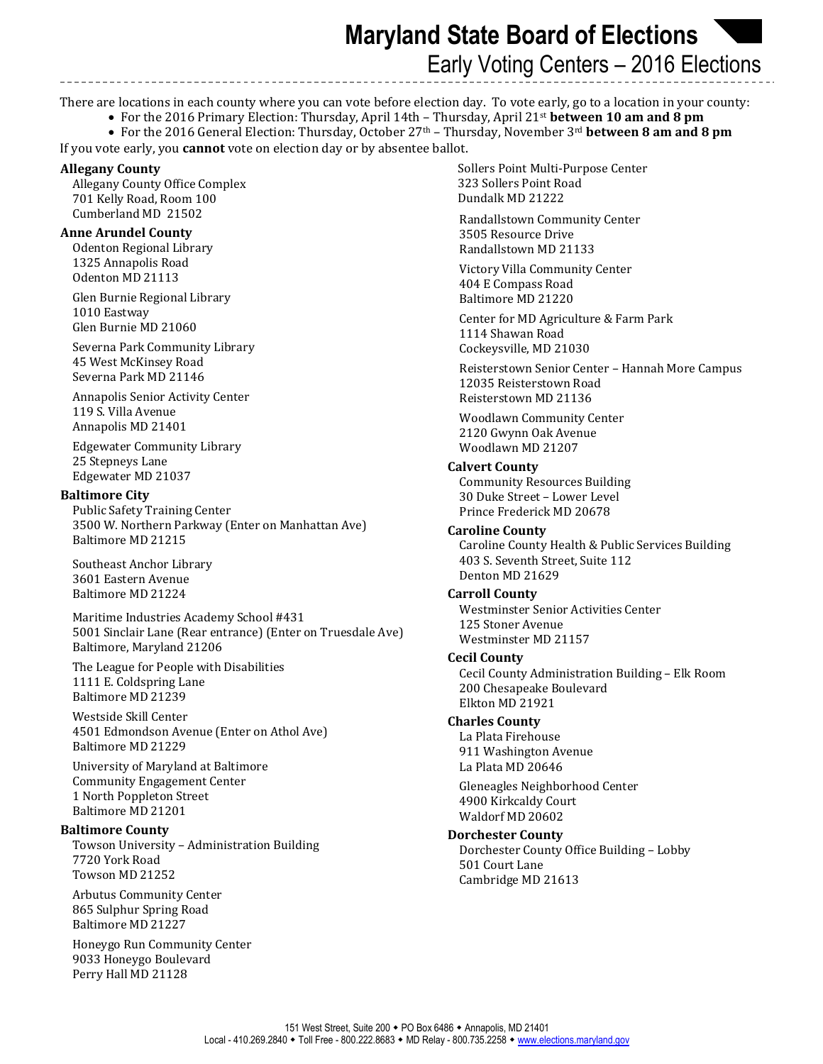# Maryland State Board of Elections

## Early Voting Centers – 2016 Elections

There are locations in each county where you can vote before election day. To vote early, go to a location in your county:

- For the 2016 Primary Election: Thursday, April 14th – Thursday, April 21st **between 10 am and 8 pm**
- For the 2016 General Election: Thursday, October 27th – Thursday, November 3rd **between 8 am and 8 pm**

If you vote early, you **cannot** vote on election day or by absentee ballot.

**Allegany County**

Allegany County Office Complex
701 Kelly Road, Room 100
Cumberland MD 21502

**Anne Arundel County**

Odenton Regional Library
1325 Annapolis Road
Odenton MD 21113

Glen Burnie Regional Library
1010 Eastway
Glen Burnie MD 21060

Severna Park Community Library
45 West McKinsey Road
Severna Park MD 21146

Annapolis Senior Activity Center
119 S. Villa Avenue
Annapolis MD 21401

Edgewater Community Library
25 Stepneys Lane
Edgewater MD 21037

**Baltimore City**

Public Safety Training Center
3500 W. Northern Parkway (Enter on Manhattan Ave)
Baltimore MD 21215

Southeast Anchor Library
3601 Eastern Avenue
Baltimore MD 21224

Maritime Industries Academy School #431
5001 Sinclair Lane (Rear entrance) (Enter on Truesdale Ave)
Baltimore, Maryland 21206

The League for People with Disabilities
1111 E. Coldspring Lane
Baltimore MD 21239

Westside Skill Center
4501 Edmondson Avenue (Enter on Athol Ave)
Baltimore MD 21229

University of Maryland at Baltimore
Community Engagement Center
1 North Poppleton Street
Baltimore MD 21201

**Baltimore County**

Towson University – Administration Building
7720 York Road
Towson MD 21252

Arbutus Community Center
865 Sulphur Spring Road
Baltimore MD 21227

Honeygo Run Community Center
9033 Honeygo Boulevard
Perry Hall MD 21128

Sollers Point Multi-Purpose Center
323 Sollers Point Road
Dundalk MD 21222

Randallstown Community Center
3505 Resource Drive
Randallstown MD 21133

Victory Villa Community Center
404 E Compass Road
Baltimore MD 21220

Center for MD Agriculture & Farm Park
1114 Shawan Road
Cockeysville, MD 21030

Reisterstown Senior Center – Hannah More Campus
12035 Reisterstown Road
Reisterstown MD 21136

Woodlawn Community Center
2120 Gwynn Oak Avenue
Woodlawn MD 21207

**Calvert County**

Community Resources Building
30 Duke Street – Lower Level
Prince Frederick MD 20678

**Caroline County**

Caroline County Health & Public Services Building
403 S. Seventh Street, Suite 112
Denton MD 21629

**Carroll County**

Westminster Senior Activities Center
125 Stoner Avenue
Westminster MD 21157

**Cecil County**

Cecil County Administration Building – Elk Room
200 Chesapeake Boulevard
Elkton MD 21921

**Charles County**

La Plata Firehouse
911 Washington Avenue
La Plata MD 20646

Gleneagles Neighborhood Center
4900 Kirkcaldy Court
Waldorf MD 20602

**Dorchester County**

Dorchester County Office Building – Lobby
501 Court Lane
Cambridge MD 21613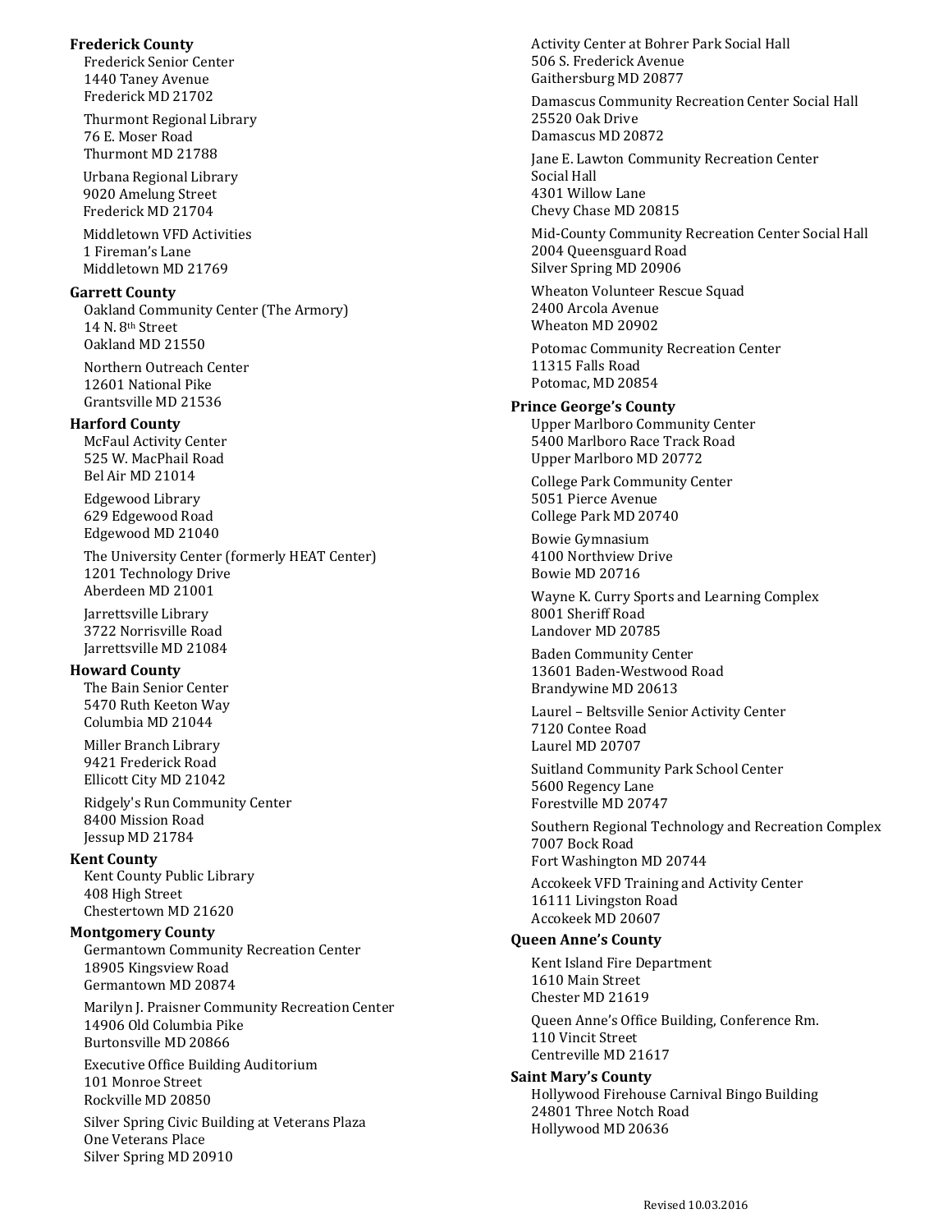**Frederick County**

Frederick Senior Center
1440 Taney Avenue
Frederick MD 21702

Thurmont Regional Library
76 E. Moser Road
Thurmont MD 21788

Urbana Regional Library
9020 Amelung Street
Frederick MD 21704

Middletown VFD Activities
1 Fireman's Lane
Middletown MD 21769

**Garrett County**

Oakland Community Center (The Armory)
14 N. 8th Street
Oakland MD 21550

Northern Outreach Center
12601 National Pike
Grantsville MD 21536

**Harford County**

McFaul Activity Center
525 W. MacPhail Road
Bel Air MD 21014

Edgewood Library
629 Edgewood Road
Edgewood MD 21040

The University Center (formerly HEAT Center)
1201 Technology Drive
Aberdeen MD 21001

Jarrettsville Library
3722 Norrisville Road
Jarrettsville MD 21084

**Howard County**

The Bain Senior Center
5470 Ruth Keeton Way
Columbia MD 21044

Miller Branch Library
9421 Frederick Road
Ellicott City MD 21042

Ridgely's Run Community Center
8400 Mission Road
Jessup MD 21784

**Kent County**

Kent County Public Library
408 High Street
Chestertown MD 21620

**Montgomery County**

Germantown Community Recreation Center
18905 Kingsview Road
Germantown MD 20874

Marilyn J. Praisner Community Recreation Center
14906 Old Columbia Pike
Burtonsville MD 20866

Executive Office Building Auditorium
101 Monroe Street
Rockville MD 20850

Silver Spring Civic Building at Veterans Plaza
One Veterans Place
Silver Spring MD 20910

Activity Center at Bohrer Park Social Hall
506 S. Frederick Avenue
Gaithersburg MD 20877

Damascus Community Recreation Center Social Hall
25520 Oak Drive
Damascus MD 20872

Jane E. Lawton Community Recreation Center
Social Hall
4301 Willow Lane
Chevy Chase MD 20815

Mid-County Community Recreation Center Social Hall
2004 Queensguard Road
Silver Spring MD 20906

Wheaton Volunteer Rescue Squad
2400 Arcola Avenue
Wheaton MD 20902

Potomac Community Recreation Center
11315 Falls Road
Potomac, MD 20854

**Prince George's County**

Upper Marlboro Community Center
5400 Marlboro Race Track Road
Upper Marlboro MD 20772

College Park Community Center
5051 Pierce Avenue
College Park MD 20740

Bowie Gymnasium
4100 Northview Drive
Bowie MD 20716

Wayne K. Curry Sports and Learning Complex
8001 Sheriff Road
Landover MD 20785

Baden Community Center
13601 Baden-Westwood Road
Brandywine MD 20613

Laurel – Beltsville Senior Activity Center
7120 Contee Road
Laurel MD 20707

Suitland Community Park School Center
5600 Regency Lane
Forestville MD 20747

Southern Regional Technology and Recreation Complex
7007 Bock Road
Fort Washington MD 20744

Accokeek VFD Training and Activity Center
16111 Livingston Road
Accokeek MD 20607

**Queen Anne's County**

Kent Island Fire Department
1610 Main Street
Chester MD 21619

Queen Anne's Office Building, Conference Rm.
110 Vincit Street
Centreville MD 21617

**Saint Mary's County**

Hollywood Firehouse Carnival Bingo Building
24801 Three Notch Road
Hollywood MD 20636

Revised 10.03.2016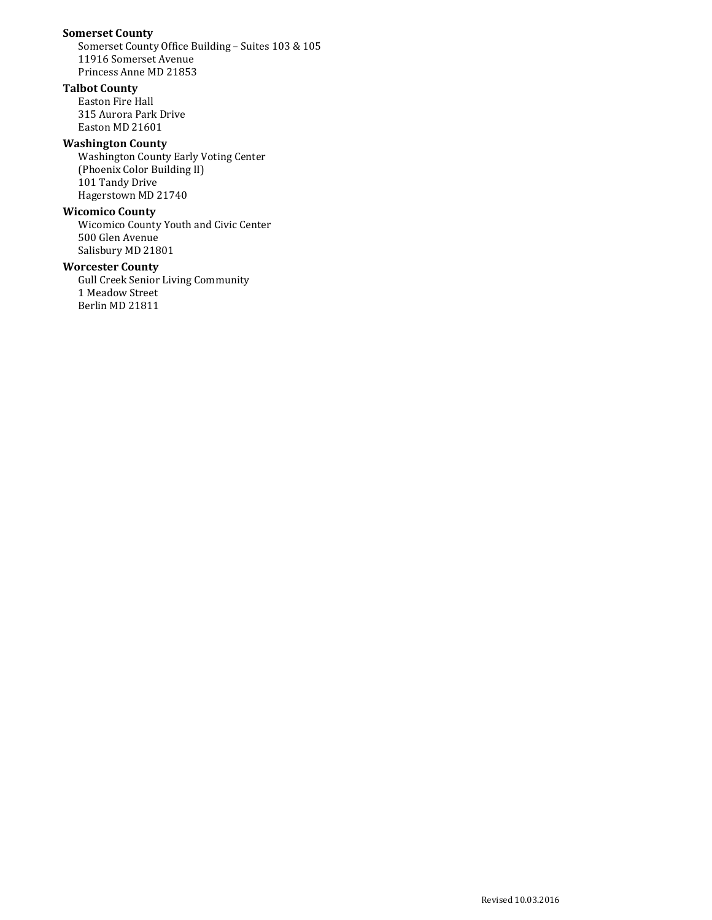**Somerset County**
Somerset County Office Building – Suites 103 & 105
11916 Somerset Avenue
Princess Anne MD 21853

**Talbot County**
Easton Fire Hall
315 Aurora Park Drive
Easton MD 21601

**Washington County**
Washington County Early Voting Center
(Phoenix Color Building II)
101 Tandy Drive
Hagerstown MD 21740

**Wicomico County**
Wicomico County Youth and Civic Center
500 Glen Avenue
Salisbury MD 21801

**Worcester County**
Gull Creek Senior Living Community
1 Meadow Street
Berlin MD 21811

Revised 10.03.2016